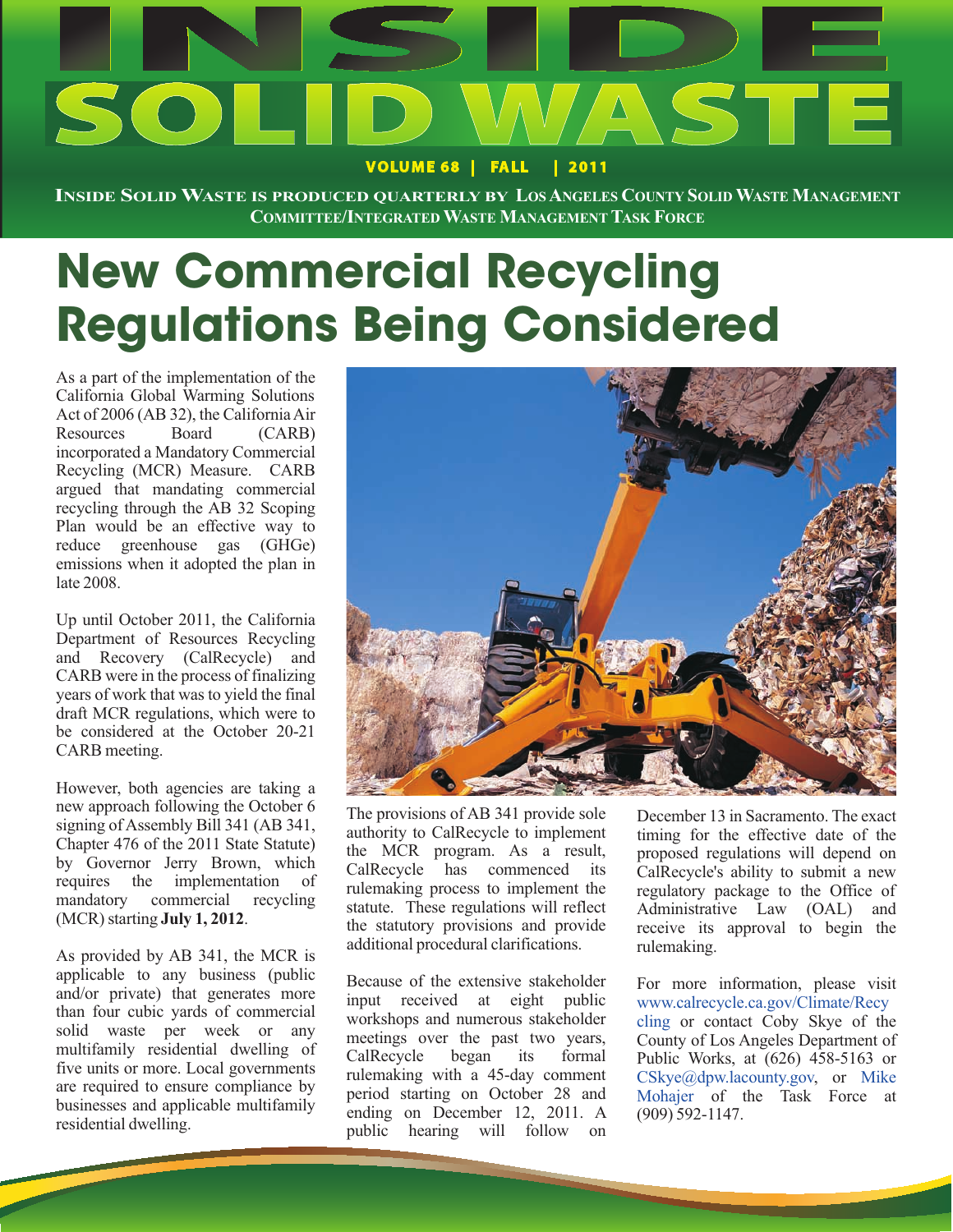# INSIDE SOLID WASTE

**VOLUME 68 | FALL | 2011**

INSIDE SOLID WASTE IS PRODUCED QUARTERLY BY LOS ANGELES COUNTY SOLID WASTE MANAGEMENT COMMITTEE/INTEGRATED WASTE MANAGEMENT TASK FORCE

## New Commercial Recycling Regulations Being Considered

As a part of the implementation of the California Global Warming Solutions Act of 2006 (AB 32), the California Air Resources Board (CARB) incorporated a Mandatory Commercial Recycling (MCR) Measure. CARB argued that mandating commercial recycling through the AB 32 Scoping Plan would be an effective way to reduce greenhouse gas (GHGe) emissions when it adopted the plan in late 2008.

Up until October 2011, the California Department of Resources Recycling and Recovery (CalRecycle) and CARB were in the process of finalizing years of work that was to yield the final draft MCR regulations, which were to be considered at the October 20-21 CARB meeting.

However, both agencies are taking a new approach following the October 6 signing of Assembly Bill 341 (AB 341, Chapter 476 of the 2011 State Statute) by Governor Jerry Brown, which requires the implementation of mandatory commercial recycling (MCR) starting **July 1, 2012**.

As provided by AB 341, the MCR is applicable to any business (public and/or private) that generates more than four cubic yards of commercial solid waste per week or any multifamily residential dwelling of five units or more. Local governments are required to ensure compliance by businesses and applicable multifamily residential dwelling.

The provisions of AB 341 provide sole authority to CalRecycle to implement the MCR program. As a result, CalRecycle has commenced its rulemaking process to implement the statute. These regulations will reflect the statutory provisions and provide additional procedural clarifications.

Because of the extensive stakeholder input received at eight public workshops and numerous stakeholder meetings over the past two years, CalRecycle began its formal rulemaking with a 45-day comment period starting on October 28 and ending on December 12, 2011. A public hearing will follow on December 13 in Sacramento. The exact timing for the effective date of the proposed regulations will depend on CalRecycle's ability to submit a new regulatory package to the Office of Administrative Law (OAL) and receive its approval to begin the rulemaking.

For more information, please visit www.calrecycle.ca.gov/Climate/Recycling or contact Coby Skye of the County of Los Angeles Department of Public Works, at (626) 458-5163 or CSkye@dpw.lacounty.gov, or Mike Mohajer of the Task Force at (909) 592-1147.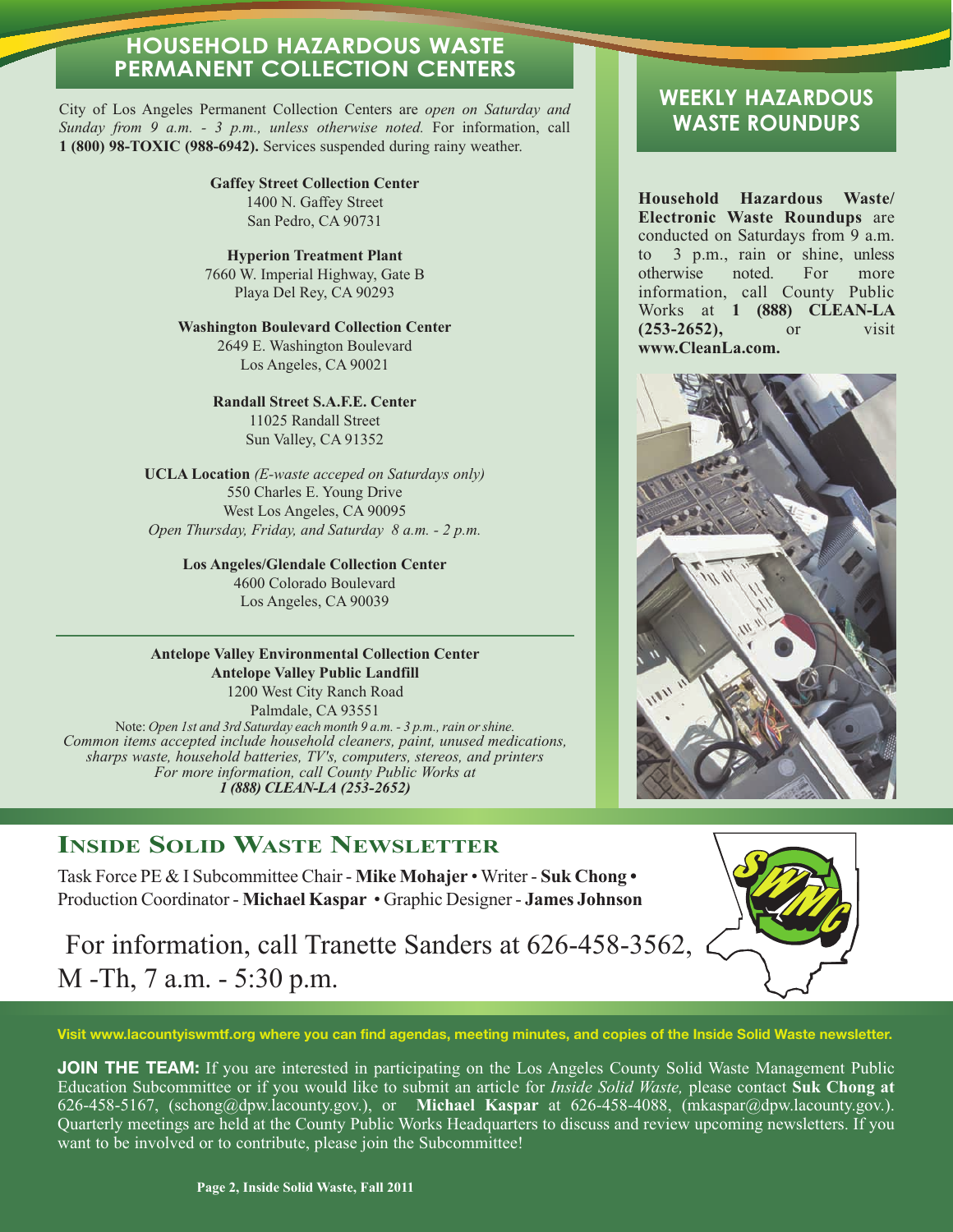## HOUSEHOLD HAZARDOUS WASTE PERMANENT COLLECTION CENTERS

City of Los Angeles Permanent Collection Centers are *open on Saturday and Sunday from 9 a.m. - 3 p.m., unless otherwise noted.* For information, call **1 (800) 98-TOXIC (988-6942).** Services suspended during rainy weather.

**Gaffey Street Collection Center**
1400 N. Gaffey Street
San Pedro, CA 90731

**Hyperion Treatment Plant**
7660 W. Imperial Highway, Gate B
Playa Del Rey, CA 90293

**Washington Boulevard Collection Center**
2649 E. Washington Boulevard
Los Angeles, CA 90021

**Randall Street S.A.F.E. Center**
11025 Randall Street
Sun Valley, CA 91352

**UCLA Location** *(E-waste acceped on Saturdays only)*
550 Charles E. Young Drive
West Los Angeles, CA 90095
*Open Thursday, Friday, and Saturday 8 a.m. - 2 p.m.*

**Los Angeles/Glendale Collection Center**
4600 Colorado Boulevard
Los Angeles, CA 90039

---

**Antelope Valley Environmental Collection Center**
**Antelope Valley Public Landfill**
1200 West City Ranch Road
Palmdale, CA 93551
Note: *Open 1st and 3rd Saturday each month 9 a.m. - 3 p.m., rain or shine.*
*Common items accepted include household cleaners, paint, unused medications, sharps waste, household batteries, TV's, computers, stereos, and printers*
*For more information, call County Public Works at*
***1 (888) CLEAN-LA (253-2652)***

## WEEKLY HAZARDOUS WASTE ROUNDUPS

**Household Hazardous Waste/ Electronic Waste Roundups** are conducted on Saturdays from 9 a.m. to 3 p.m., rain or shine, unless otherwise noted. For more information, call County Public Works at **1 (888) CLEAN-LA (253-2652),** or visit **www.CleanLa.com.**

## INSIDE SOLID WASTE NEWSLETTER

Task Force PE & I Subcommittee Chair - **Mike Mohajer** • Writer - **Suk Chong** • Production Coordinator - **Michael Kaspar** • Graphic Designer - **James Johnson**

For information, call Tranette Sanders at 626-458-3562, M -Th, 7 a.m. - 5:30 p.m.

**Visit www.lacountyiswmtf.org where you can find agendas, meeting minutes, and copies of the Inside Solid Waste newsletter.**

**JOIN THE TEAM:** If you are interested in participating on the Los Angeles County Solid Waste Management Public Education Subcommittee or if you would like to submit an article for *Inside Solid Waste,* please contact **Suk Chong at** 626-458-5167, (schong@dpw.lacounty.gov.), or **Michael Kaspar** at 626-458-4088, (mkaspar@dpw.lacounty.gov.). Quarterly meetings are held at the County Public Works Headquarters to discuss and review upcoming newsletters. If you want to be involved or to contribute, please join the Subcommittee!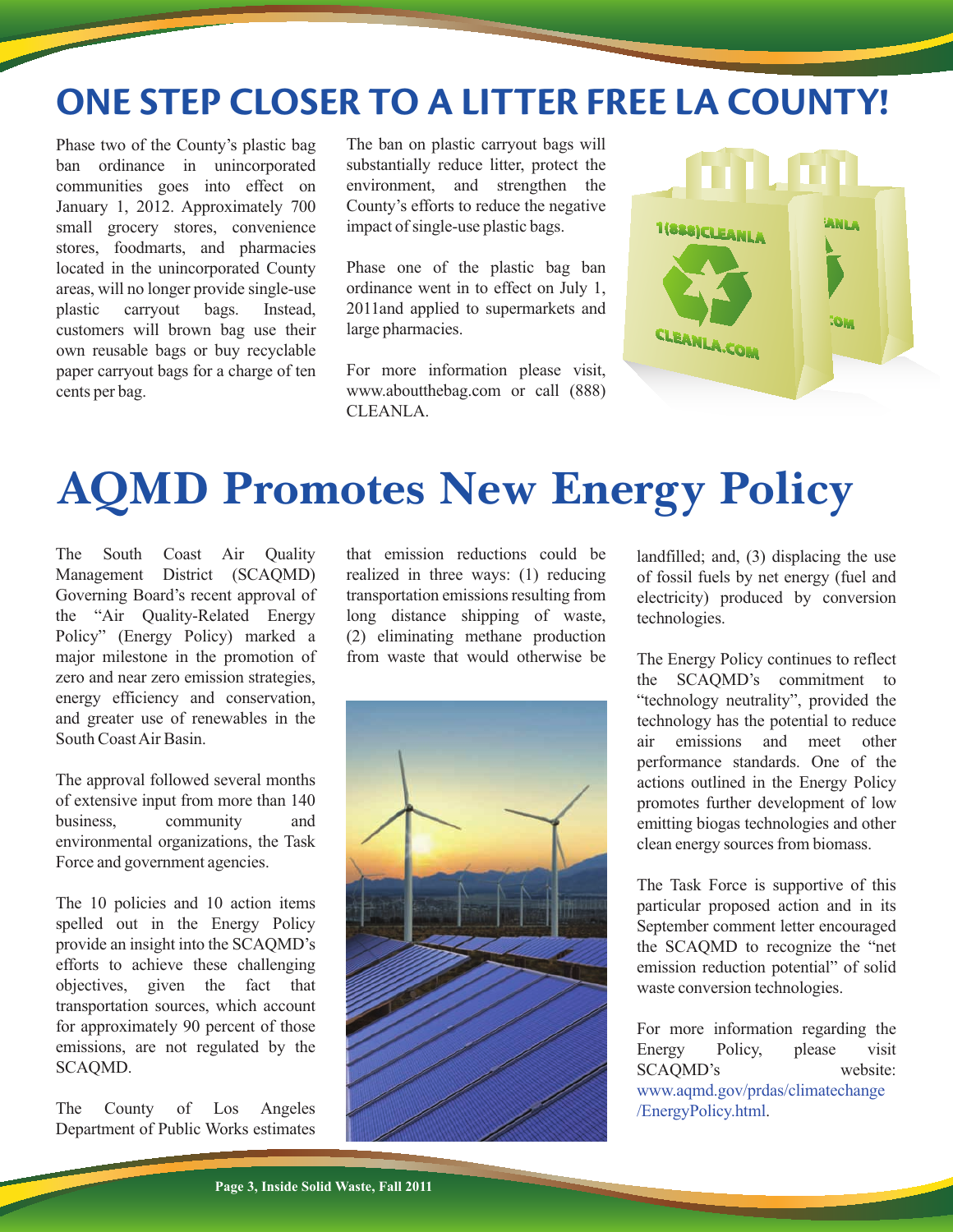# ONE STEP CLOSER TO A LITTER FREE LA COUNTY!

Phase two of the County's plastic bag ban ordinance in unincorporated communities goes into effect on January 1, 2012. Approximately 700 small grocery stores, convenience stores, foodmarts, and pharmacies located in the unincorporated County areas, will no longer provide single-use plastic carryout bags. Instead, customers will brown bag use their own reusable bags or buy recyclable paper carryout bags for a charge of ten cents per bag.

The ban on plastic carryout bags will substantially reduce litter, protect the environment, and strengthen the County's efforts to reduce the negative impact of single-use plastic bags.

Phase one of the plastic bag ban ordinance went in to effect on July 1, 2011and applied to supermarkets and large pharmacies.

For more information please visit, www.aboutthebag.com or call (888) CLEANLA.

# AQMD Promotes New Energy Policy

The South Coast Air Quality Management District (SCAQMD) Governing Board's recent approval of the "Air Quality-Related Energy Policy" (Energy Policy) marked a major milestone in the promotion of zero and near zero emission strategies, energy efficiency and conservation, and greater use of renewables in the South Coast Air Basin.

The approval followed several months of extensive input from more than 140 business, community and environmental organizations, the Task Force and government agencies.

The 10 policies and 10 action items spelled out in the Energy Policy provide an insight into the SCAQMD's efforts to achieve these challenging objectives, given the fact that transportation sources, which account for approximately 90 percent of those emissions, are not regulated by the SCAQMD.

The County of Los Angeles Department of Public Works estimates that emission reductions could be realized in three ways: (1) reducing transportation emissions resulting from long distance shipping of waste, (2) eliminating methane production from waste that would otherwise be landfilled; and, (3) displacing the use of fossil fuels by net energy (fuel and electricity) produced by conversion technologies.

The Energy Policy continues to reflect the SCAQMD's commitment to "technology neutrality", provided the technology has the potential to reduce air emissions and meet other performance standards. One of the actions outlined in the Energy Policy promotes further development of low emitting biogas technologies and other clean energy sources from biomass.

The Task Force is supportive of this particular proposed action and in its September comment letter encouraged the SCAQMD to recognize the "net emission reduction potential" of solid waste conversion technologies.

For more information regarding the Energy Policy, please visit SCAQMD's website: www.aqmd.gov/prdas/climatechange/EnergyPolicy.html.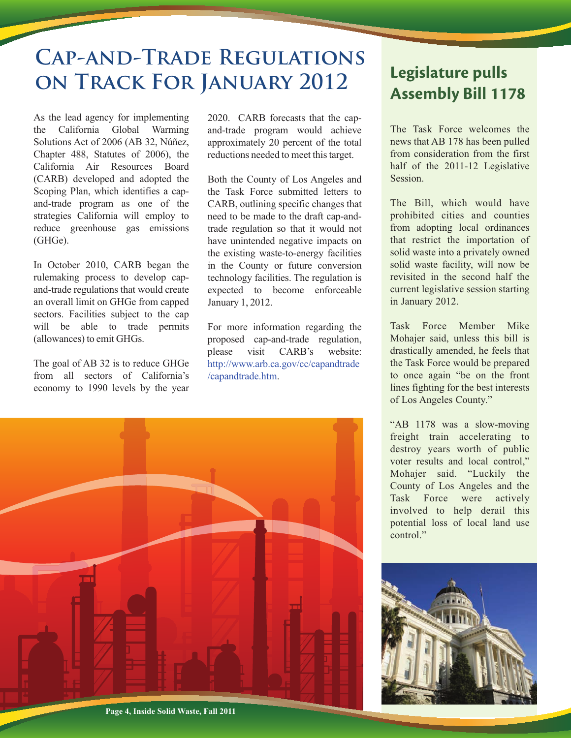# Cap-and-Trade Regulations on Track For January 2012

As the lead agency for implementing the California Global Warming Solutions Act of 2006 (AB 32, Núñez, Chapter 488, Statutes of 2006), the California Air Resources Board (CARB) developed and adopted the Scoping Plan, which identifies a cap-and-trade program as one of the strategies California will employ to reduce greenhouse gas emissions (GHGe).

In October 2010, CARB began the rulemaking process to develop cap-and-trade regulations that would create an overall limit on GHGe from capped sectors. Facilities subject to the cap will be able to trade permits (allowances) to emit GHGs.

The goal of AB 32 is to reduce GHGe from all sectors of California's economy to 1990 levels by the year 2020. CARB forecasts that the cap-and-trade program would achieve approximately 20 percent of the total reductions needed to meet this target.

Both the County of Los Angeles and the Task Force submitted letters to CARB, outlining specific changes that need to be made to the draft cap-and-trade regulation so that it would not have unintended negative impacts on the existing waste-to-energy facilities in the County or future conversion technology facilities. The regulation is expected to become enforceable January 1, 2012.

For more information regarding the proposed cap-and-trade regulation, please visit CARB's website: http://www.arb.ca.gov/cc/capandtrade/capandtrade.htm.

## Legislature pulls Assembly Bill 1178

The Task Force welcomes the news that AB 178 has been pulled from consideration from the first half of the 2011-12 Legislative Session.

The Bill, which would have prohibited cities and counties from adopting local ordinances that restrict the importation of solid waste into a privately owned solid waste facility, will now be revisited in the second half the current legislative session starting in January 2012.

Task Force Member Mike Mohajer said, unless this bill is drastically amended, he feels that the Task Force would be prepared to once again "be on the front lines fighting for the best interests of Los Angeles County."

"AB 1178 was a slow-moving freight train accelerating to destroy years worth of public voter results and local control," Mohajer said. "Luckily the County of Los Angeles and the Task Force were actively involved to help derail this potential loss of local land use control."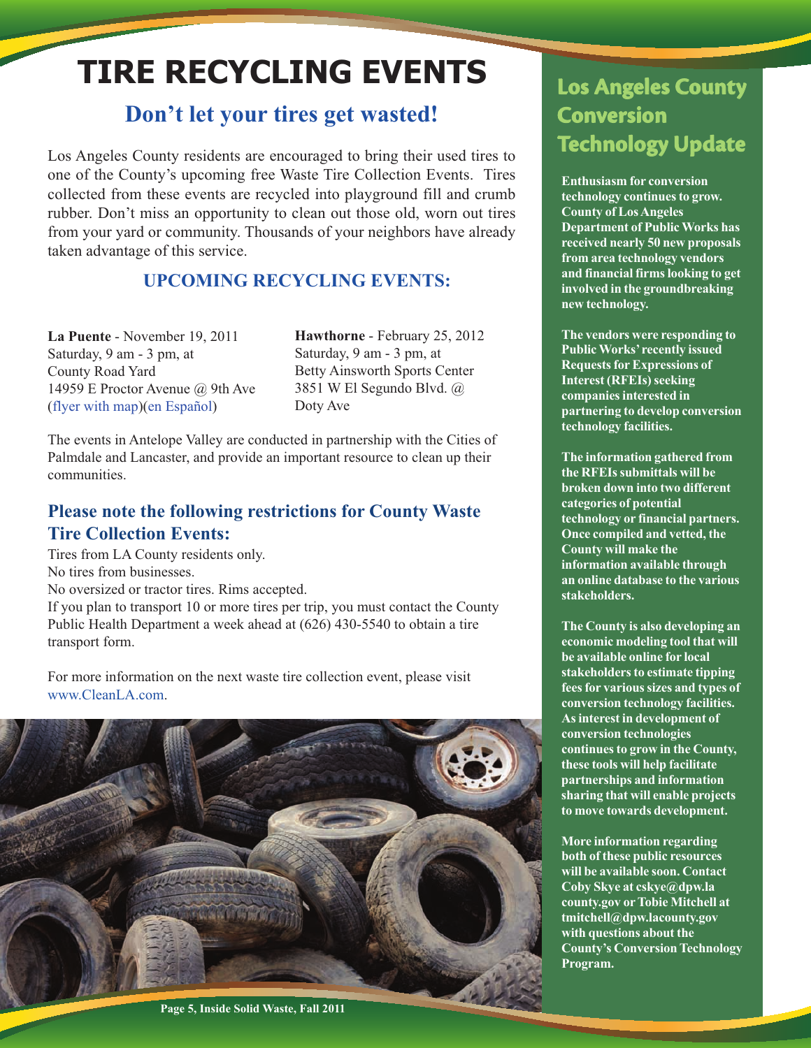# TIRE RECYCLING EVENTS

## Don't let your tires get wasted!

Los Angeles County residents are encouraged to bring their used tires to one of the County's upcoming free Waste Tire Collection Events. Tires collected from these events are recycled into playground fill and crumb rubber. Don't miss an opportunity to clean out those old, worn out tires from your yard or community. Thousands of your neighbors have already taken advantage of this service.

### UPCOMING RECYCLING EVENTS:

**La Puente** - November 19, 2011
Saturday, 9 am - 3 pm, at
County Road Yard
14959 E Proctor Avenue @ 9th Ave
(flyer with map)(en Español)

**Hawthorne** - February 25, 2012
Saturday, 9 am - 3 pm, at
Betty Ainsworth Sports Center
3851 W El Segundo Blvd. @
Doty Ave

The events in Antelope Valley are conducted in partnership with the Cities of Palmdale and Lancaster, and provide an important resource to clean up their communities.

### Please note the following restrictions for County Waste Tire Collection Events:

Tires from LA County residents only.
No tires from businesses.
No oversized or tractor tires. Rims accepted.
If you plan to transport 10 or more tires per trip, you must contact the County Public Health Department a week ahead at (626) 430-5540 to obtain a tire transport form.

For more information on the next waste tire collection event, please visit www.CleanLA.com.

## Los Angeles County Conversion Technology Update

**Enthusiasm for conversion technology continues to grow. County of Los Angeles Department of Public Works has received nearly 50 new proposals from area technology vendors and financial firms looking to get involved in the groundbreaking new technology.**

**The vendors were responding to Public Works' recently issued Requests for Expressions of Interest (RFEIs) seeking companies interested in partnering to develop conversion technology facilities.**

**The information gathered from the RFEIs submittals will be broken down into two different categories of potential technology or financial partners. Once compiled and vetted, the County will make the information available through an online database to the various stakeholders.**

**The County is also developing an economic modeling tool that will be available online for local stakeholders to estimate tipping fees for various sizes and types of conversion technology facilities. As interest in development of conversion technologies continues to grow in the County, these tools will help facilitate partnerships and information sharing that will enable projects to move towards development.**

**More information regarding both of these public resources will be available soon. Contact Coby Skye at cskye@dpw.lacounty.gov or Tobie Mitchell at tmitchell@dpw.lacounty.gov with questions about the County's Conversion Technology Program.**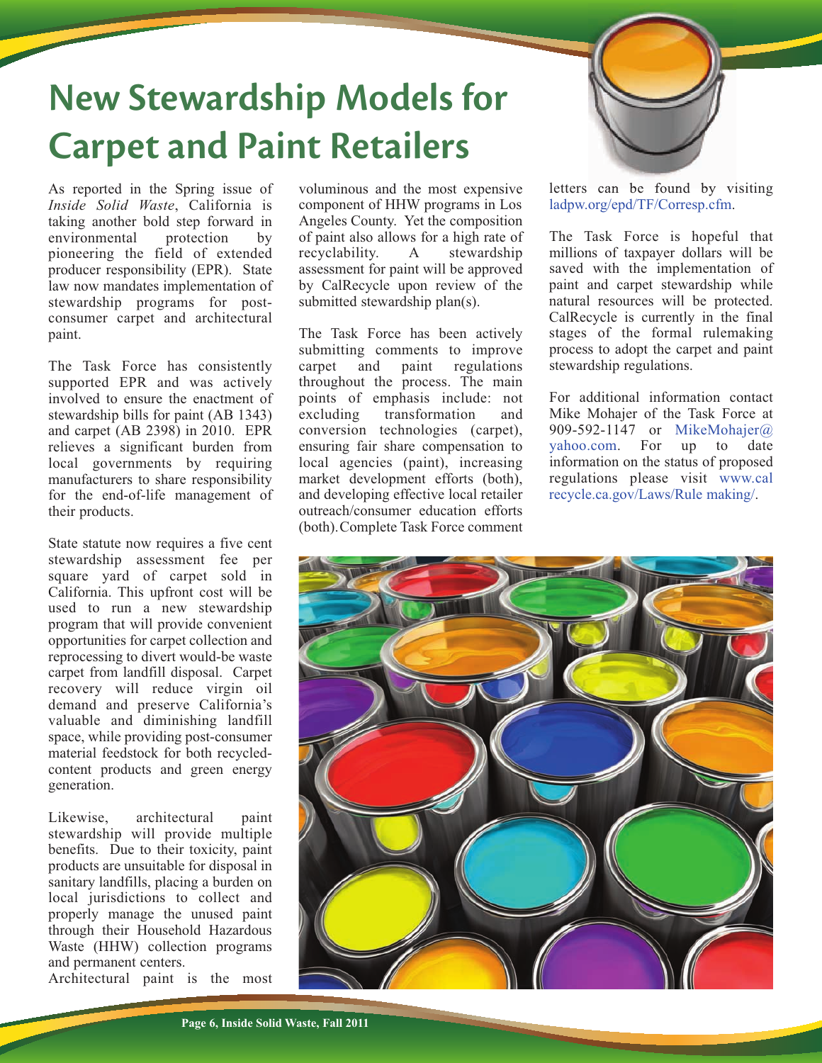# New Stewardship Models for Carpet and Paint Retailers

As reported in the Spring issue of *Inside Solid Waste*, California is taking another bold step forward in environmental protection by pioneering the field of extended producer responsibility (EPR). State law now mandates implementation of stewardship programs for post-consumer carpet and architectural paint.

The Task Force has consistently supported EPR and was actively involved to ensure the enactment of stewardship bills for paint (AB 1343) and carpet (AB 2398) in 2010. EPR relieves a significant burden from local governments by requiring manufacturers to share responsibility for the end-of-life management of their products.

State statute now requires a five cent stewardship assessment fee per square yard of carpet sold in California. This upfront cost will be used to run a new stewardship program that will provide convenient opportunities for carpet collection and reprocessing to divert would-be waste carpet from landfill disposal. Carpet recovery will reduce virgin oil demand and preserve California's valuable and diminishing landfill space, while providing post-consumer material feedstock for both recycled-content products and green energy generation.

Likewise, architectural paint stewardship will provide multiple benefits. Due to their toxicity, paint products are unsuitable for disposal in sanitary landfills, placing a burden on local jurisdictions to collect and properly manage the unused paint through their Household Hazardous Waste (HHW) collection programs and permanent centers.

Architectural paint is the most voluminous and the most expensive component of HHW programs in Los Angeles County. Yet the composition of paint also allows for a high rate of recyclability. A stewardship assessment for paint will be approved by CalRecycle upon review of the submitted stewardship plan(s).

The Task Force has been actively submitting comments to improve carpet and paint regulations throughout the process. The main points of emphasis include: not excluding transformation and conversion technologies (carpet), ensuring fair share compensation to local agencies (paint), increasing market development efforts (both), and developing effective local retailer outreach/consumer education efforts (both). Complete Task Force comment letters can be found by visiting ladpw.org/epd/TF/Corresp.cfm.

The Task Force is hopeful that millions of taxpayer dollars will be saved with the implementation of paint and carpet stewardship while natural resources will be protected. CalRecycle is currently in the final stages of the formal rulemaking process to adopt the carpet and paint stewardship regulations.

For additional information contact Mike Mohajer of the Task Force at 909-592-1147 or MikeMohajer@yahoo.com. For up to date information on the status of proposed regulations please visit www.calrecycle.ca.gov/Laws/Rulemaking/.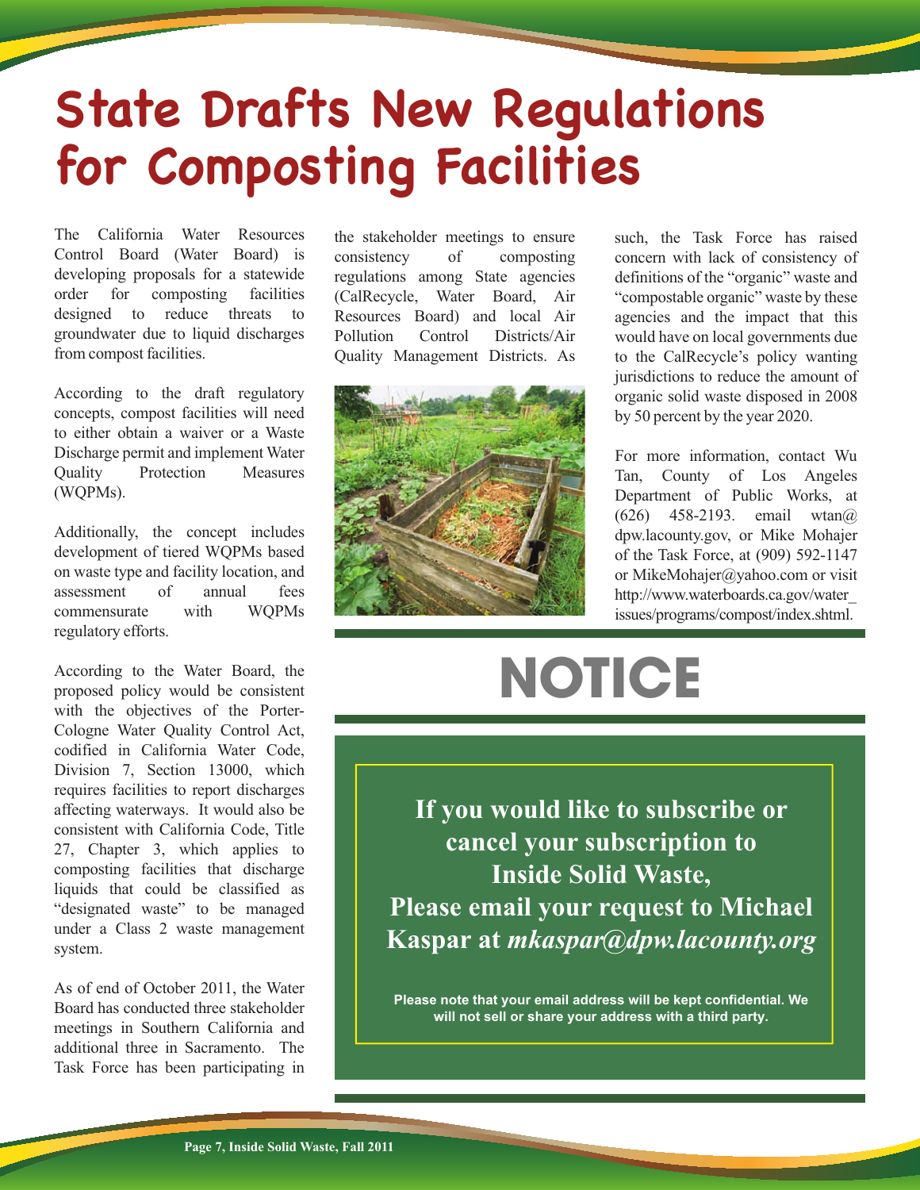# State Drafts New Regulations for Composting Facilities

The California Water Resources Control Board (Water Board) is developing proposals for a statewide order for composting facilities designed to reduce threats to groundwater due to liquid discharges from compost facilities.

According to the draft regulatory concepts, compost facilities will need to either obtain a waiver or a Waste Discharge permit and implement Water Quality Protection Measures (WQPMs).

Additionally, the concept includes development of tiered WQPMs based on waste type and facility location, and assessment of annual fees commensurate with WQPMs regulatory efforts.

According to the Water Board, the proposed policy would be consistent with the objectives of the Porter-Cologne Water Quality Control Act, codified in California Water Code, Division 7, Section 13000, which requires facilities to report discharges affecting waterways. It would also be consistent with California Code, Title 27, Chapter 3, which applies to composting facilities that discharge liquids that could be classified as "designated waste" to be managed under a Class 2 waste management system.

As of end of October 2011, the Water Board has conducted three stakeholder meetings in Southern California and additional three in Sacramento. The Task Force has been participating in the stakeholder meetings to ensure consistency of composting regulations among State agencies (CalRecycle, Water Board, Air Resources Board) and local Air Pollution Control Districts/Air Quality Management Districts. As such, the Task Force has raised concern with lack of consistency of definitions of the "organic" waste and "compostable organic" waste by these agencies and the impact that this would have on local governments due to the CalRecycle's policy wanting jurisdictions to reduce the amount of organic solid waste disposed in 2008 by 50 percent by the year 2020.

For more information, contact Wu Tan, County of Los Angeles Department of Public Works, at (626) 458-2193. email wtan@dpw.lacounty.gov, or Mike Mohajer of the Task Force, at (909) 592-1147 or MikeMohajer@yahoo.com or visit http://www.waterboards.ca.gov/water_issues/programs/compost/index.shtml.

# NOTICE

**If you would like to subscribe or cancel your subscription to Inside Solid Waste, Please email your request to Michael Kaspar at *mkaspar@dpw.lacounty.org***

**Please note that your email address will be kept confidential. We will not sell or share your address with a third party.**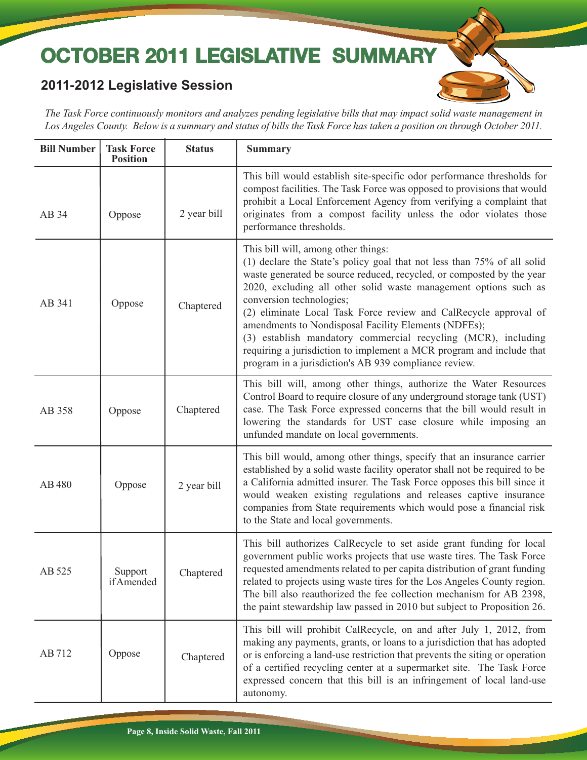# OCTOBER 2011 LEGISLATIVE SUMMARY

## 2011-2012 Legislative Session

*The Task Force continuously monitors and analyzes pending legislative bills that may impact solid waste management in Los Angeles County. Below is a summary and status of bills the Task Force has taken a position on through October 2011.*

| Bill Number | Task Force Position | Status | Summary |
|---|---|---|---|
| AB 34 | Oppose | 2 year bill | This bill would establish site-specific odor performance thresholds for compost facilities. The Task Force was opposed to provisions that would prohibit a Local Enforcement Agency from verifying a complaint that originates from a compost facility unless the odor violates those performance thresholds. |
| AB 341 | Oppose | Chaptered | This bill will, among other things:<br>(1) declare the State's policy goal that not less than 75% of all solid waste generated be source reduced, recycled, or composted by the year 2020, excluding all other solid waste management options such as conversion technologies;<br>(2) eliminate Local Task Force review and CalRecycle approval of amendments to Nondisposal Facility Elements (NDFEs);<br>(3) establish mandatory commercial recycling (MCR), including requiring a jurisdiction to implement a MCR program and include that program in a jurisdiction's AB 939 compliance review. |
| AB 358 | Oppose | Chaptered | This bill will, among other things, authorize the Water Resources Control Board to require closure of any underground storage tank (UST) case. The Task Force expressed concerns that the bill would result in lowering the standards for UST case closure while imposing an unfunded mandate on local governments. |
| AB 480 | Oppose | 2 year bill | This bill would, among other things, specify that an insurance carrier established by a solid waste facility operator shall not be required to be a California admitted insurer. The Task Force opposes this bill since it would weaken existing regulations and releases captive insurance companies from State requirements which would pose a financial risk to the State and local governments. |
| AB 525 | Support if Amended | Chaptered | This bill authorizes CalRecycle to set aside grant funding for local government public works projects that use waste tires. The Task Force requested amendments related to per capita distribution of grant funding related to projects using waste tires for the Los Angeles County region. The bill also reauthorized the fee collection mechanism for AB 2398, the paint stewardship law passed in 2010 but subject to Proposition 26. |
| AB 712 | Oppose | Chaptered | This bill will prohibit CalRecycle, on and after July 1, 2012, from making any payments, grants, or loans to a jurisdiction that has adopted or is enforcing a land-use restriction that prevents the siting or operation of a certified recycling center at a supermarket site. The Task Force expressed concern that this bill is an infringement of local land-use autonomy. |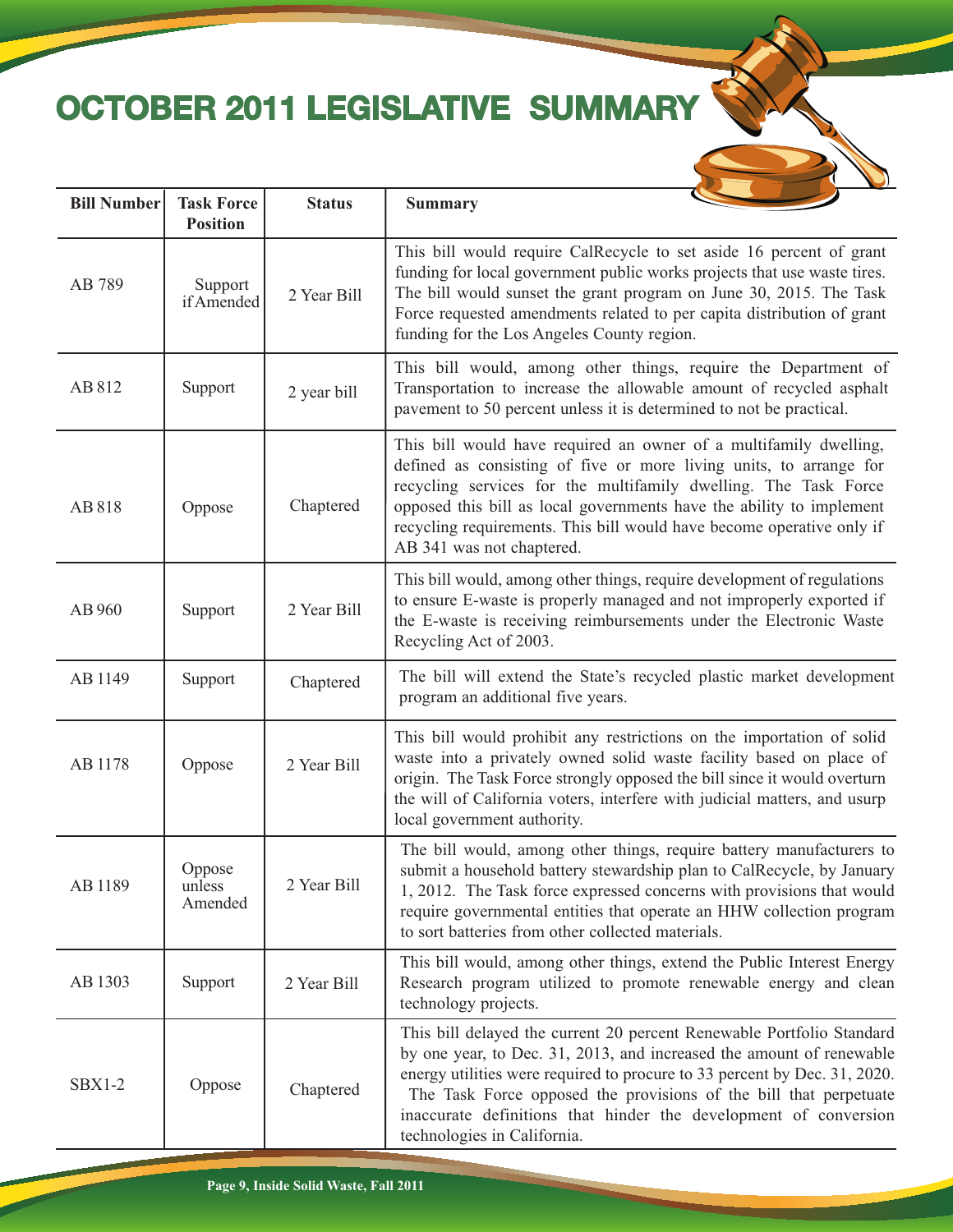# OCTOBER 2011 LEGISLATIVE SUMMARY

| Bill Number | Task Force Position | Status | Summary |
|---|---|---|---|
| AB 789 | Support if Amended | 2 Year Bill | This bill would require CalRecycle to set aside 16 percent of grant funding for local government public works projects that use waste tires. The bill would sunset the grant program on June 30, 2015. The Task Force requested amendments related to per capita distribution of grant funding for the Los Angeles County region. |
| AB 812 | Support | 2 year bill | This bill would, among other things, require the Department of Transportation to increase the allowable amount of recycled asphalt pavement to 50 percent unless it is determined to not be practical. |
| AB 818 | Oppose | Chaptered | This bill would have required an owner of a multifamily dwelling, defined as consisting of five or more living units, to arrange for recycling services for the multifamily dwelling. The Task Force opposed this bill as local governments have the ability to implement recycling requirements. This bill would have become operative only if AB 341 was not chaptered. |
| AB 960 | Support | 2 Year Bill | This bill would, among other things, require development of regulations to ensure E-waste is properly managed and not improperly exported if the E-waste is receiving reimbursements under the Electronic Waste Recycling Act of 2003. |
| AB 1149 | Support | Chaptered | The bill will extend the State's recycled plastic market development program an additional five years. |
| AB 1178 | Oppose | 2 Year Bill | This bill would prohibit any restrictions on the importation of solid waste into a privately owned solid waste facility based on place of origin. The Task Force strongly opposed the bill since it would overturn the will of California voters, interfere with judicial matters, and usurp local government authority. |
| AB 1189 | Oppose unless Amended | 2 Year Bill | The bill would, among other things, require battery manufacturers to submit a household battery stewardship plan to CalRecycle, by January 1, 2012. The Task force expressed concerns with provisions that would require governmental entities that operate an HHW collection program to sort batteries from other collected materials. |
| AB 1303 | Support | 2 Year Bill | This bill would, among other things, extend the Public Interest Energy Research program utilized to promote renewable energy and clean technology projects. |
| SBX1-2 | Oppose | Chaptered | This bill delayed the current 20 percent Renewable Portfolio Standard by one year, to Dec. 31, 2013, and increased the amount of renewable energy utilities were required to procure to 33 percent by Dec. 31, 2020. The Task Force opposed the provisions of the bill that perpetuate inaccurate definitions that hinder the development of conversion technologies in California. |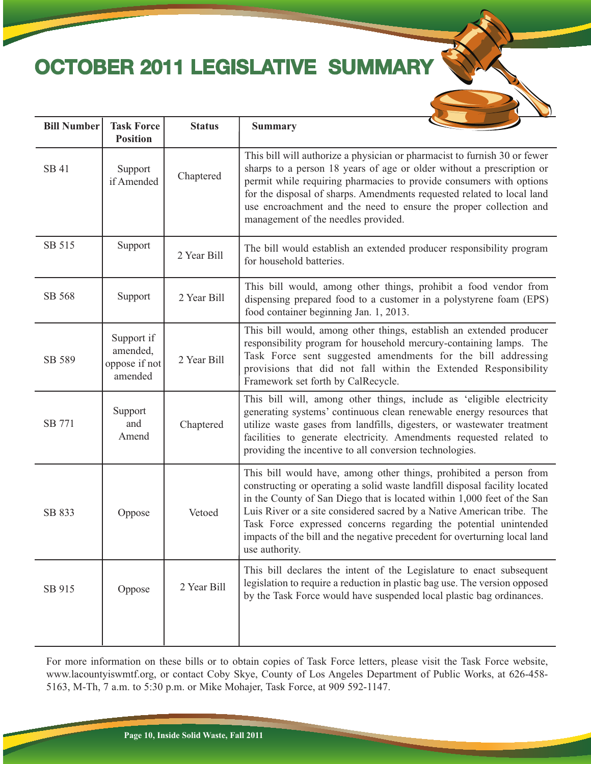# OCTOBER 2011 LEGISLATIVE SUMMARY

| Bill Number | Task Force Position | Status | Summary |
|---|---|---|---|
| SB 41 | Support if Amended | Chaptered | This bill will authorize a physician or pharmacist to furnish 30 or fewer sharps to a person 18 years of age or older without a prescription or permit while requiring pharmacies to provide consumers with options for the disposal of sharps. Amendments requested related to local land use encroachment and the need to ensure the proper collection and management of the needles provided. |
| SB 515 | Support | 2 Year Bill | The bill would establish an extended producer responsibility program for household batteries. |
| SB 568 | Support | 2 Year Bill | This bill would, among other things, prohibit a food vendor from dispensing prepared food to a customer in a polystyrene foam (EPS) food container beginning Jan. 1, 2013. |
| SB 589 | Support if amended, oppose if not amended | 2 Year Bill | This bill would, among other things, establish an extended producer responsibility program for household mercury-containing lamps. The Task Force sent suggested amendments for the bill addressing provisions that did not fall within the Extended Responsibility Framework set forth by CalRecycle. |
| SB 771 | Support and Amend | Chaptered | This bill will, among other things, include as 'eligible electricity generating systems' continuous clean renewable energy resources that utilize waste gases from landfills, digesters, or wastewater treatment facilities to generate electricity. Amendments requested related to providing the incentive to all conversion technologies. |
| SB 833 | Oppose | Vetoed | This bill would have, among other things, prohibited a person from constructing or operating a solid waste landfill disposal facility located in the County of San Diego that is located within 1,000 feet of the San Luis River or a site considered sacred by a Native American tribe. The Task Force expressed concerns regarding the potential unintended impacts of the bill and the negative precedent for overturning local land use authority. |
| SB 915 | Oppose | 2 Year Bill | This bill declares the intent of the Legislature to enact subsequent legislation to require a reduction in plastic bag use. The version opposed by the Task Force would have suspended local plastic bag ordinances. |

For more information on these bills or to obtain copies of Task Force letters, please visit the Task Force website, www.lacountyiswmtf.org, or contact Coby Skye, County of Los Angeles Department of Public Works, at 626-458-5163, M-Th, 7 a.m. to 5:30 p.m. or Mike Mohajer, Task Force, at 909 592-1147.